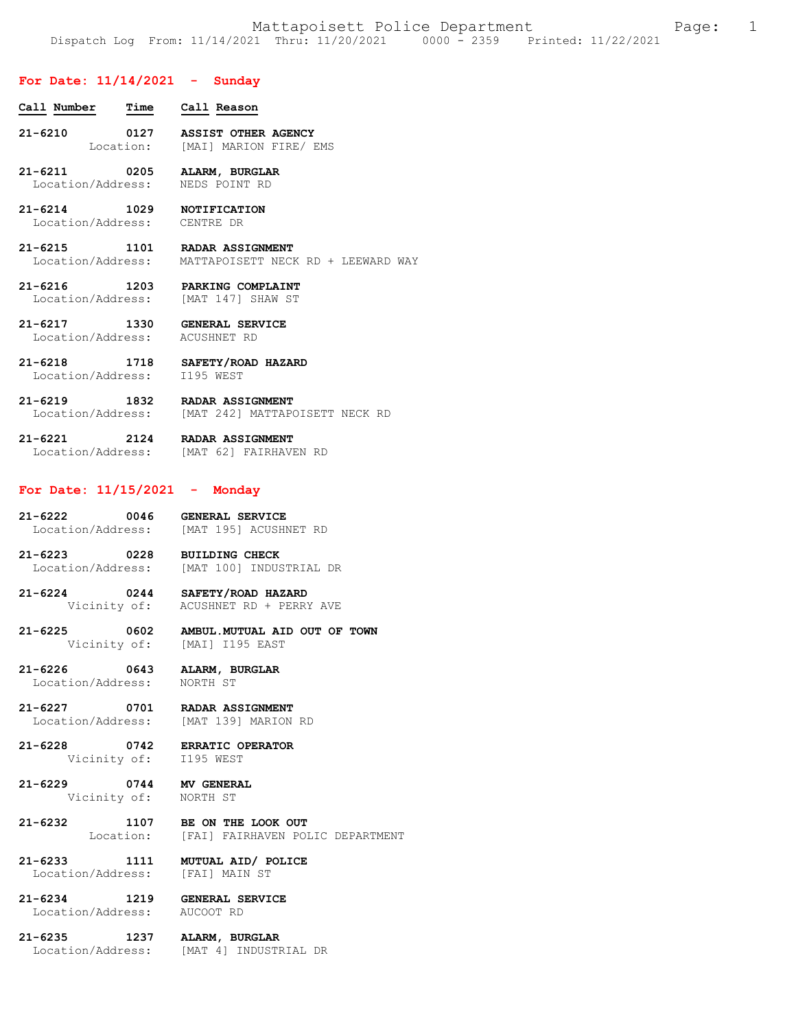Mattapoisett Police Department

Dispatch Log From: 11/14/2021 Thru: 11/20/2021 0000 - 2359 Printed: 11/22/2021

## For Date: 11/14/2021 - Sunday

| Call Number | Time | Call Reason |
|---|---|---|
| 21-6210 | 0127 | ASSIST OTHER AGENCY |
| | Location: | [MAI] MARION FIRE/ EMS |
| 21-6211 | 0205 | ALARM, BURGLAR |
| | Location/Address: | NEDS POINT RD |
| 21-6214 | 1029 | NOTIFICATION |
| | Location/Address: | CENTRE DR |
| 21-6215 | 1101 | RADAR ASSIGNMENT |
| | Location/Address: | MATTAPOISETT NECK RD + LEEWARD WAY |
| 21-6216 | 1203 | PARKING COMPLAINT |
| | Location/Address: | [MAT 147] SHAW ST |
| 21-6217 | 1330 | GENERAL SERVICE |
| | Location/Address: | ACUSHNET RD |
| 21-6218 | 1718 | SAFETY/ROAD HAZARD |
| | Location/Address: | I195 WEST |
| 21-6219 | 1832 | RADAR ASSIGNMENT |
| | Location/Address: | [MAT 242] MATTAPOISETT NECK RD |
| 21-6221 | 2124 | RADAR ASSIGNMENT |
| | Location/Address: | [MAT 62] FAIRHAVEN RD |

## For Date: 11/15/2021 - Monday

| Call Number | Time | Call Reason |
|---|---|---|
| 21-6222 | 0046 | GENERAL SERVICE |
| | Location/Address: | [MAT 195] ACUSHNET RD |
| 21-6223 | 0228 | BUILDING CHECK |
| | Location/Address: | [MAT 100] INDUSTRIAL DR |
| 21-6224 | 0244 | SAFETY/ROAD HAZARD |
| | Vicinity of: | ACUSHNET RD + PERRY AVE |
| 21-6225 | 0602 | AMBUL.MUTUAL AID OUT OF TOWN |
| | Vicinity of: | [MAI] I195 EAST |
| 21-6226 | 0643 | ALARM, BURGLAR |
| | Location/Address: | NORTH ST |
| 21-6227 | 0701 | RADAR ASSIGNMENT |
| | Location/Address: | [MAT 139] MARION RD |
| 21-6228 | 0742 | ERRATIC OPERATOR |
| | Vicinity of: | I195 WEST |
| 21-6229 | 0744 | MV GENERAL |
| | Vicinity of: | NORTH ST |
| 21-6232 | 1107 | BE ON THE LOOK OUT |
| | Location: | [FAI] FAIRHAVEN POLIC DEPARTMENT |
| 21-6233 | 1111 | MUTUAL AID/ POLICE |
| | Location/Address: | [FAI] MAIN ST |
| 21-6234 | 1219 | GENERAL SERVICE |
| | Location/Address: | AUCOOT RD |
| 21-6235 | 1237 | ALARM, BURGLAR |
| | Location/Address: | [MAT 4] INDUSTRIAL DR |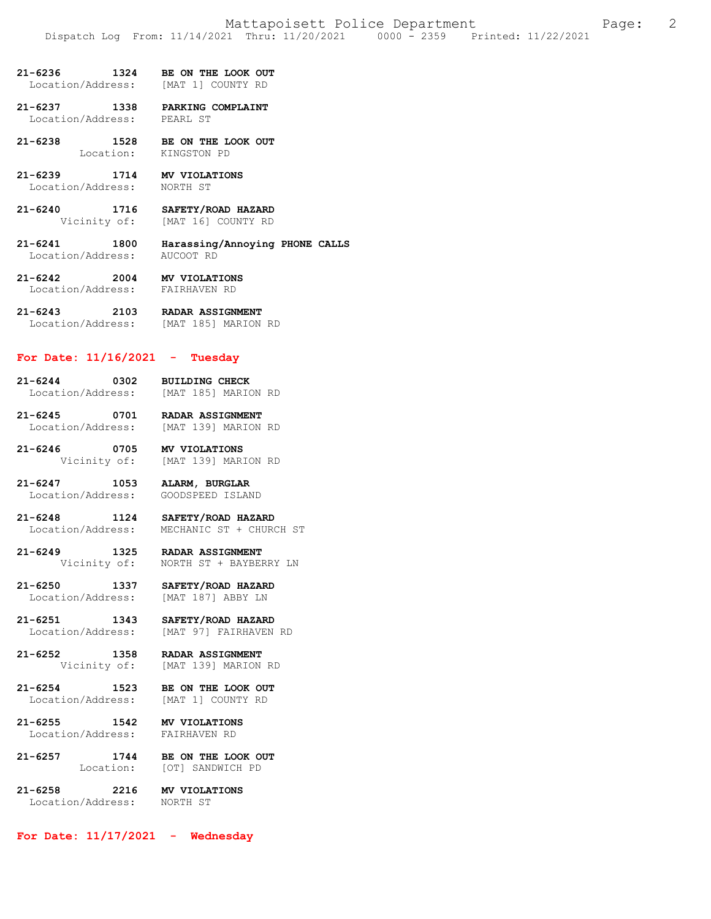**21-6236 1324 BE ON THE LOOK OUT**
Location/Address: [MAT 1] COUNTY RD

**21-6237 1338 PARKING COMPLAINT**
Location/Address: PEARL ST

**21-6238 1528 BE ON THE LOOK OUT**
Location: KINGSTON PD

**21-6239 1714 MV VIOLATIONS**
Location/Address: NORTH ST

**21-6240 1716 SAFETY/ROAD HAZARD**
Vicinity of: [MAT 16] COUNTY RD

**21-6241 1800 Harassing/Annoying PHONE CALLS**
Location/Address: AUCOOT RD

**21-6242 2004 MV VIOLATIONS**
Location/Address: FAIRHAVEN RD

**21-6243 2103 RADAR ASSIGNMENT**
Location/Address: [MAT 185] MARION RD

## For Date: 11/16/2021 - Tuesday

**21-6244 0302 BUILDING CHECK**
Location/Address: [MAT 185] MARION RD

**21-6245 0701 RADAR ASSIGNMENT**
Location/Address: [MAT 139] MARION RD

**21-6246 0705 MV VIOLATIONS**
Vicinity of: [MAT 139] MARION RD

**21-6247 1053 ALARM, BURGLAR**
Location/Address: GOODSPEED ISLAND

**21-6248 1124 SAFETY/ROAD HAZARD**
Location/Address: MECHANIC ST + CHURCH ST

**21-6249 1325 RADAR ASSIGNMENT**
Vicinity of: NORTH ST + BAYBERRY LN

**21-6250 1337 SAFETY/ROAD HAZARD**
Location/Address: [MAT 187] ABBY LN

**21-6251 1343 SAFETY/ROAD HAZARD**
Location/Address: [MAT 97] FAIRHAVEN RD

**21-6252 1358 RADAR ASSIGNMENT**
Vicinity of: [MAT 139] MARION RD

**21-6254 1523 BE ON THE LOOK OUT**
Location/Address: [MAT 1] COUNTY RD

**21-6255 1542 MV VIOLATIONS**
Location/Address: FAIRHAVEN RD

**21-6257 1744 BE ON THE LOOK OUT**
Location: [OT] SANDWICH PD

**21-6258 2216 MV VIOLATIONS**
Location/Address: NORTH ST

## For Date: 11/17/2021 - Wednesday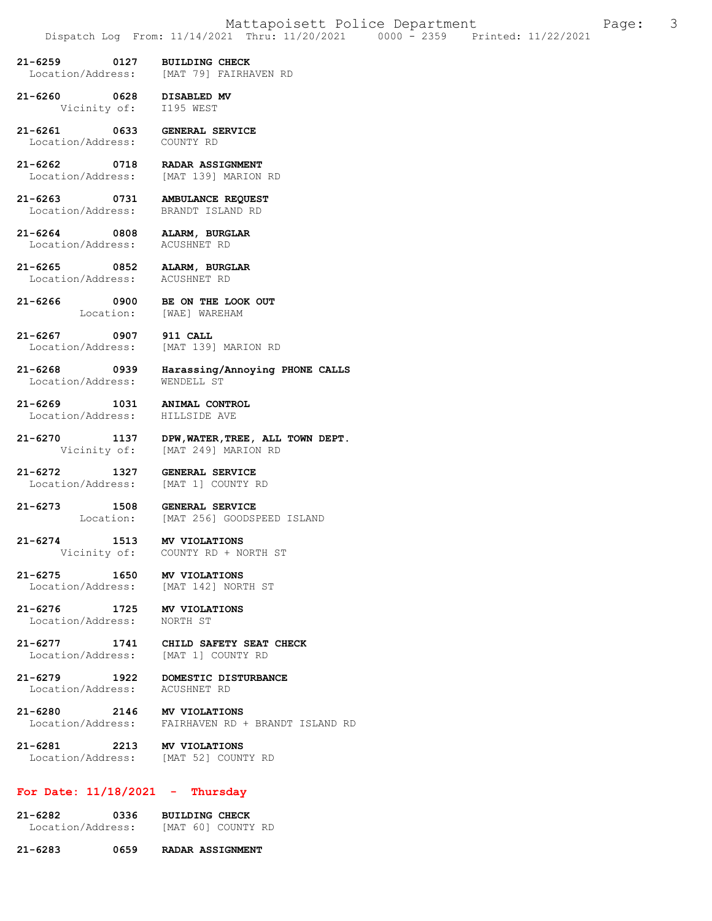**21-6259 0127 BUILDING CHECK**
Location/Address: [MAT 79] FAIRHAVEN RD

**21-6260 0628 DISABLED MV**
Vicinity of: I195 WEST

**21-6261 0633 GENERAL SERVICE**
Location/Address: COUNTY RD

**21-6262 0718 RADAR ASSIGNMENT**
Location/Address: [MAT 139] MARION RD

**21-6263 0731 AMBULANCE REQUEST**
Location/Address: BRANDT ISLAND RD

**21-6264 0808 ALARM, BURGLAR**
Location/Address: ACUSHNET RD

**21-6265 0852 ALARM, BURGLAR**
Location/Address: ACUSHNET RD

**21-6266 0900 BE ON THE LOOK OUT**
Location: [WAE] WAREHAM

**21-6267 0907 911 CALL**
Location/Address: [MAT 139] MARION RD

**21-6268 0939 Harassing/Annoying PHONE CALLS**
Location/Address: WENDELL ST

**21-6269 1031 ANIMAL CONTROL**
Location/Address: HILLSIDE AVE

**21-6270 1137 DPW,WATER,TREE, ALL TOWN DEPT.**
Vicinity of: [MAT 249] MARION RD

**21-6272 1327 GENERAL SERVICE**
Location/Address: [MAT 1] COUNTY RD

**21-6273 1508 GENERAL SERVICE**
Location: [MAT 256] GOODSPEED ISLAND

**21-6274 1513 MV VIOLATIONS**
Vicinity of: COUNTY RD + NORTH ST

**21-6275 1650 MV VIOLATIONS**
Location/Address: [MAT 142] NORTH ST

**21-6276 1725 MV VIOLATIONS**
Location/Address: NORTH ST

**21-6277 1741 CHILD SAFETY SEAT CHECK**
Location/Address: [MAT 1] COUNTY RD

**21-6279 1922 DOMESTIC DISTURBANCE**
Location/Address: ACUSHNET RD

**21-6280 2146 MV VIOLATIONS**
Location/Address: FAIRHAVEN RD + BRANDT ISLAND RD

**21-6281 2213 MV VIOLATIONS**
Location/Address: [MAT 52] COUNTY RD

## For Date: 11/18/2021 - Thursday

**21-6282 0336 BUILDING CHECK**
Location/Address: [MAT 60] COUNTY RD

**21-6283 0659 RADAR ASSIGNMENT**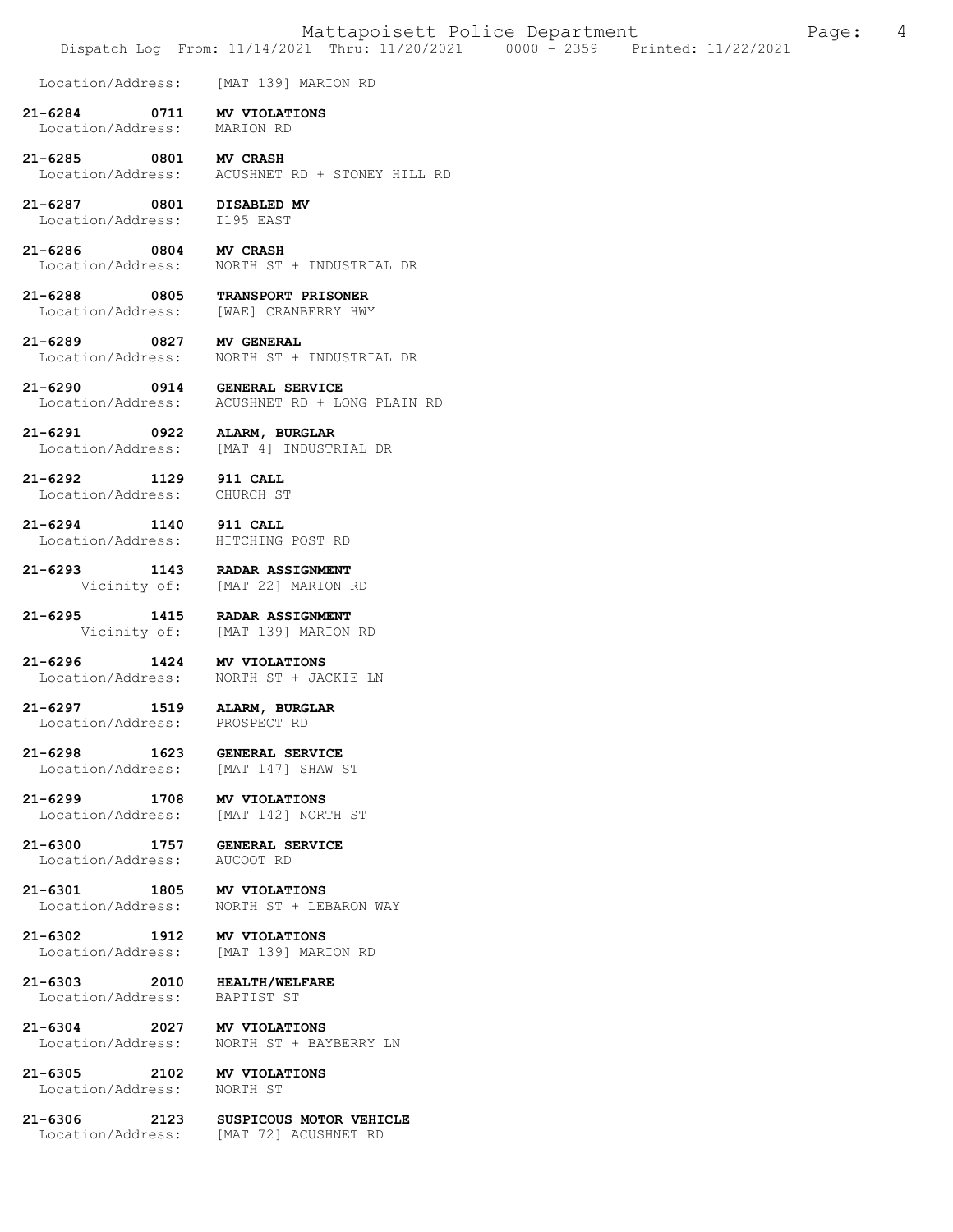Location/Address: [MAT 139] MARION RD

**21-6284 0711 MV VIOLATIONS**
Location/Address: MARION RD

**21-6285 0801 MV CRASH**
Location/Address: ACUSHNET RD + STONEY HILL RD

**21-6287 0801 DISABLED MV**
Location/Address: I195 EAST

**21-6286 0804 MV CRASH**
Location/Address: NORTH ST + INDUSTRIAL DR

**21-6288 0805 TRANSPORT PRISONER**
Location/Address: [WAE] CRANBERRY HWY

**21-6289 0827 MV GENERAL**
Location/Address: NORTH ST + INDUSTRIAL DR

**21-6290 0914 GENERAL SERVICE**
Location/Address: ACUSHNET RD + LONG PLAIN RD

**21-6291 0922 ALARM, BURGLAR**
Location/Address: [MAT 4] INDUSTRIAL DR

**21-6292 1129 911 CALL**
Location/Address: CHURCH ST

**21-6294 1140 911 CALL**
Location/Address: HITCHING POST RD

**21-6293 1143 RADAR ASSIGNMENT**
Vicinity of: [MAT 22] MARION RD

**21-6295 1415 RADAR ASSIGNMENT**
Vicinity of: [MAT 139] MARION RD

**21-6296 1424 MV VIOLATIONS**
Location/Address: NORTH ST + JACKIE LN

**21-6297 1519 ALARM, BURGLAR**
Location/Address: PROSPECT RD

**21-6298 1623 GENERAL SERVICE**
Location/Address: [MAT 147] SHAW ST

**21-6299 1708 MV VIOLATIONS**
Location/Address: [MAT 142] NORTH ST

**21-6300 1757 GENERAL SERVICE**
Location/Address: AUCOOT RD

**21-6301 1805 MV VIOLATIONS**
Location/Address: NORTH ST + LEBARON WAY

**21-6302 1912 MV VIOLATIONS**
Location/Address: [MAT 139] MARION RD

**21-6303 2010 HEALTH/WELFARE**
Location/Address: BAPTIST ST

**21-6304 2027 MV VIOLATIONS**
Location/Address: NORTH ST + BAYBERRY LN

**21-6305 2102 MV VIOLATIONS**
Location/Address: NORTH ST

**21-6306 2123 SUSPICOUS MOTOR VEHICLE**
Location/Address: [MAT 72] ACUSHNET RD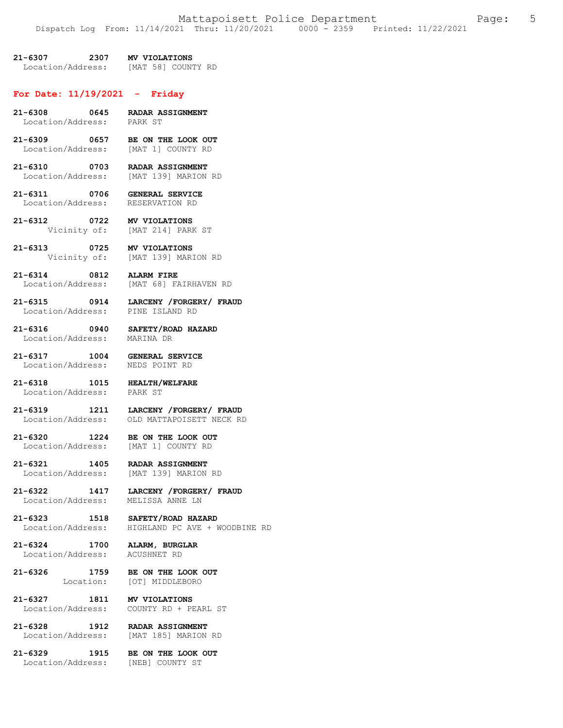**21-6307 2307 MV VIOLATIONS**
Location/Address: [MAT 58] COUNTY RD

## For Date: 11/19/2021 - Friday

**21-6308 0645 RADAR ASSIGNMENT**
Location/Address: PARK ST

**21-6309 0657 BE ON THE LOOK OUT**
Location/Address: [MAT 1] COUNTY RD

**21-6310 0703 RADAR ASSIGNMENT**
Location/Address: [MAT 139] MARION RD

**21-6311 0706 GENERAL SERVICE**
Location/Address: RESERVATION RD

**21-6312 0722 MV VIOLATIONS**
Vicinity of: [MAT 214] PARK ST

**21-6313 0725 MV VIOLATIONS**
Vicinity of: [MAT 139] MARION RD

**21-6314 0812 ALARM FIRE**
Location/Address: [MAT 68] FAIRHAVEN RD

**21-6315 0914 LARCENY /FORGERY/ FRAUD**
Location/Address: PINE ISLAND RD

**21-6316 0940 SAFETY/ROAD HAZARD**
Location/Address: MARINA DR

**21-6317 1004 GENERAL SERVICE**
Location/Address: NEDS POINT RD

**21-6318 1015 HEALTH/WELFARE**
Location/Address: PARK ST

**21-6319 1211 LARCENY /FORGERY/ FRAUD**
Location/Address: OLD MATTAPOISETT NECK RD

**21-6320 1224 BE ON THE LOOK OUT**
Location/Address: [MAT 1] COUNTY RD

**21-6321 1405 RADAR ASSIGNMENT**
Location/Address: [MAT 139] MARION RD

**21-6322 1417 LARCENY /FORGERY/ FRAUD**
Location/Address: MELISSA ANNE LN

**21-6323 1518 SAFETY/ROAD HAZARD**
Location/Address: HIGHLAND PC AVE + WOODBINE RD

**21-6324 1700 ALARM, BURGLAR**
Location/Address: ACUSHNET RD

**21-6326 1759 BE ON THE LOOK OUT**
Location: [OT] MIDDLEBORO

**21-6327 1811 MV VIOLATIONS**
Location/Address: COUNTY RD + PEARL ST

**21-6328 1912 RADAR ASSIGNMENT**
Location/Address: [MAT 185] MARION RD

**21-6329 1915 BE ON THE LOOK OUT**
Location/Address: [NEB] COUNTY ST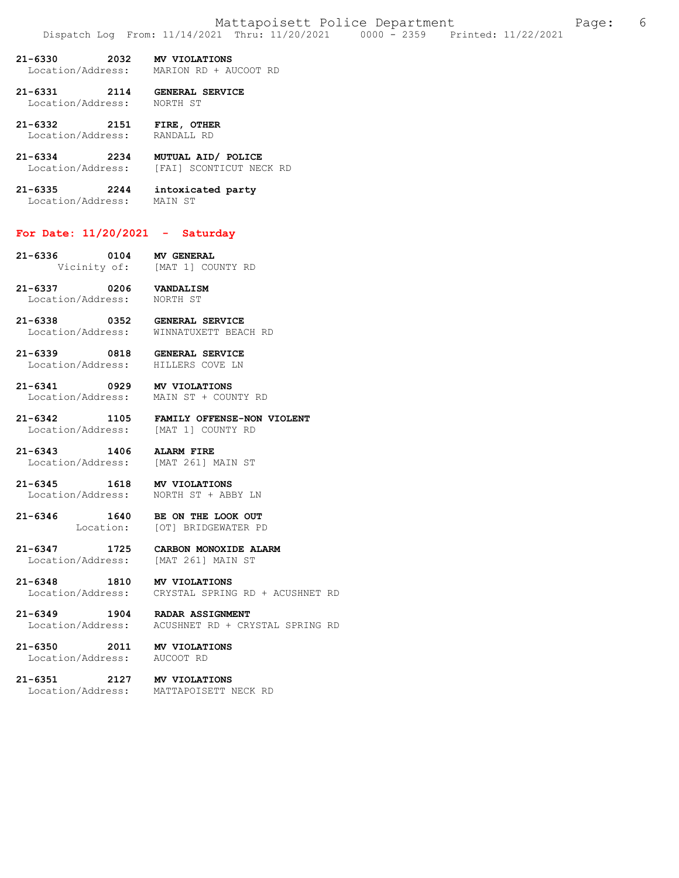**21-6330 2032 MV VIOLATIONS**
Location/Address: MARION RD + AUCOOT RD

**21-6331 2114 GENERAL SERVICE**
Location/Address: NORTH ST

**21-6332 2151 FIRE, OTHER**
Location/Address: RANDALL RD

**21-6334 2234 MUTUAL AID/ POLICE**
Location/Address: [FAI] SCONTICUT NECK RD

**21-6335 2244 intoxicated party**
Location/Address: MAIN ST

## For Date: 11/20/2021 - Saturday

**21-6336 0104 MV GENERAL**
Vicinity of: [MAT 1] COUNTY RD

**21-6337 0206 VANDALISM**
Location/Address: NORTH ST

**21-6338 0352 GENERAL SERVICE**
Location/Address: WINNATUXETT BEACH RD

**21-6339 0818 GENERAL SERVICE**
Location/Address: HILLERS COVE LN

**21-6341 0929 MV VIOLATIONS**
Location/Address: MAIN ST + COUNTY RD

**21-6342 1105 FAMILY OFFENSE-NON VIOLENT**
Location/Address: [MAT 1] COUNTY RD

**21-6343 1406 ALARM FIRE**
Location/Address: [MAT 261] MAIN ST

**21-6345 1618 MV VIOLATIONS**
Location/Address: NORTH ST + ABBY LN

**21-6346 1640 BE ON THE LOOK OUT**
Location: [OT] BRIDGEWATER PD

**21-6347 1725 CARBON MONOXIDE ALARM**
Location/Address: [MAT 261] MAIN ST

**21-6348 1810 MV VIOLATIONS**
Location/Address: CRYSTAL SPRING RD + ACUSHNET RD

**21-6349 1904 RADAR ASSIGNMENT**
Location/Address: ACUSHNET RD + CRYSTAL SPRING RD

**21-6350 2011 MV VIOLATIONS**
Location/Address: AUCOOT RD

**21-6351 2127 MV VIOLATIONS**
Location/Address: MATTAPOISETT NECK RD